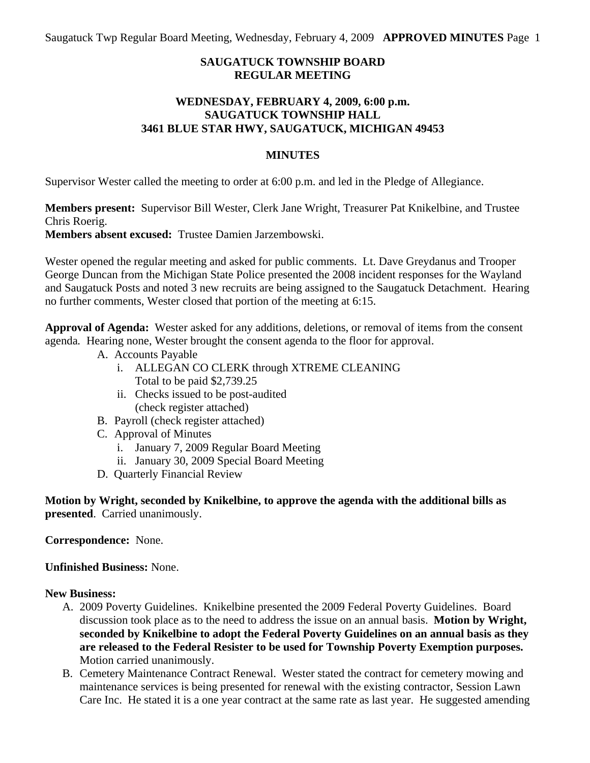**SAUGATUCK TOWNSHIP BOARD**
**REGULAR MEETING**

**WEDNESDAY, FEBRUARY 4, 2009, 6:00 p.m.**
**SAUGATUCK TOWNSHIP HALL**
**3461 BLUE STAR HWY, SAUGATUCK, MICHIGAN 49453**

**MINUTES**

Supervisor Wester called the meeting to order at 6:00 p.m. and led in the Pledge of Allegiance.

**Members present:** Supervisor Bill Wester, Clerk Jane Wright, Treasurer Pat Knikelbine, and Trustee Chris Roerig.
**Members absent excused:** Trustee Damien Jarzembowski.

Wester opened the regular meeting and asked for public comments. Lt. Dave Greydanus and Trooper George Duncan from the Michigan State Police presented the 2008 incident responses for the Wayland and Saugatuck Posts and noted 3 new recruits are being assigned to the Saugatuck Detachment. Hearing no further comments, Wester closed that portion of the meeting at 6:15.

**Approval of Agenda:** Wester asked for any additions, deletions, or removal of items from the consent agenda. Hearing none, Wester brought the consent agenda to the floor for approval.

A. Accounts Payable
   i. ALLEGAN CO CLERK through XTREME CLEANING
      Total to be paid $2,739.25
   ii. Checks issued to be post-audited
      (check register attached)
B. Payroll (check register attached)
C. Approval of Minutes
   i. January 7, 2009 Regular Board Meeting
   ii. January 30, 2009 Special Board Meeting
D. Quarterly Financial Review

**Motion by Wright, seconded by Knikelbine, to approve the agenda with the additional bills as presented**. Carried unanimously.

**Correspondence:** None.

**Unfinished Business:** None.

**New Business:**

A. 2009 Poverty Guidelines. Knikelbine presented the 2009 Federal Poverty Guidelines. Board discussion took place as to the need to address the issue on an annual basis. **Motion by Wright, seconded by Knikelbine to adopt the Federal Poverty Guidelines on an annual basis as they are released to the Federal Resister to be used for Township Poverty Exemption purposes.** Motion carried unanimously.
B. Cemetery Maintenance Contract Renewal. Wester stated the contract for cemetery mowing and maintenance services is being presented for renewal with the existing contractor, Session Lawn Care Inc. He stated it is a one year contract at the same rate as last year. He suggested amending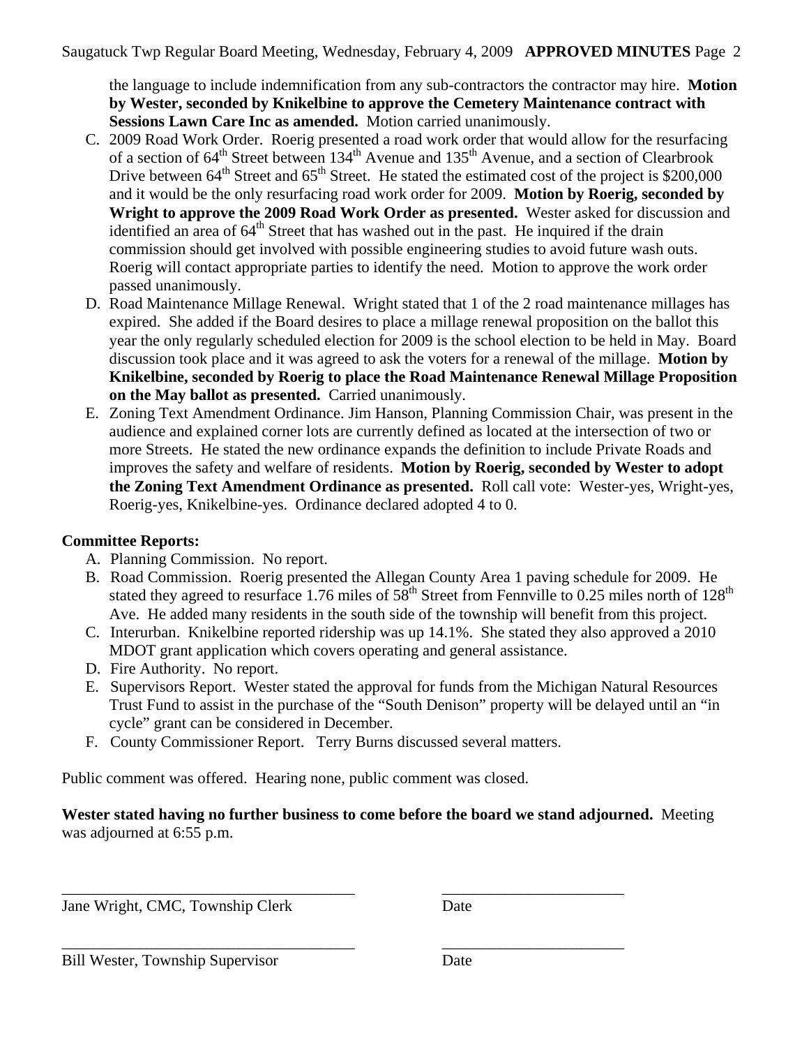the language to include indemnification from any sub-contractors the contractor may hire. **Motion by Wester, seconded by Knikelbine to approve the Cemetery Maintenance contract with Sessions Lawn Care Inc as amended.** Motion carried unanimously.

C. 2009 Road Work Order. Roerig presented a road work order that would allow for the resurfacing of a section of 64th Street between 134th Avenue and 135th Avenue, and a section of Clearbrook Drive between 64th Street and 65th Street. He stated the estimated cost of the project is $200,000 and it would be the only resurfacing road work order for 2009. **Motion by Roerig, seconded by Wright to approve the 2009 Road Work Order as presented.** Wester asked for discussion and identified an area of 64th Street that has washed out in the past. He inquired if the drain commission should get involved with possible engineering studies to avoid future wash outs. Roerig will contact appropriate parties to identify the need. Motion to approve the work order passed unanimously.

D. Road Maintenance Millage Renewal. Wright stated that 1 of the 2 road maintenance millages has expired. She added if the Board desires to place a millage renewal proposition on the ballot this year the only regularly scheduled election for 2009 is the school election to be held in May. Board discussion took place and it was agreed to ask the voters for a renewal of the millage. **Motion by Knikelbine, seconded by Roerig to place the Road Maintenance Renewal Millage Proposition on the May ballot as presented.** Carried unanimously.

E. Zoning Text Amendment Ordinance. Jim Hanson, Planning Commission Chair, was present in the audience and explained corner lots are currently defined as located at the intersection of two or more Streets. He stated the new ordinance expands the definition to include Private Roads and improves the safety and welfare of residents. **Motion by Roerig, seconded by Wester to adopt the Zoning Text Amendment Ordinance as presented.** Roll call vote: Wester-yes, Wright-yes, Roerig-yes, Knikelbine-yes. Ordinance declared adopted 4 to 0.

**Committee Reports:**

A. Planning Commission. No report.
B. Road Commission. Roerig presented the Allegan County Area 1 paving schedule for 2009. He stated they agreed to resurface 1.76 miles of 58th Street from Fennville to 0.25 miles north of 128th Ave. He added many residents in the south side of the township will benefit from this project.
C. Interurban. Knikelbine reported ridership was up 14.1%. She stated they also approved a 2010 MDOT grant application which covers operating and general assistance.
D. Fire Authority. No report.
E. Supervisors Report. Wester stated the approval for funds from the Michigan Natural Resources Trust Fund to assist in the purchase of the "South Denison" property will be delayed until an "in cycle" grant can be considered in December.
F. County Commissioner Report. Terry Burns discussed several matters.

Public comment was offered. Hearing none, public comment was closed.

**Wester stated having no further business to come before the board we stand adjourned.** Meeting was adjourned at 6:55 p.m.

_____________________________________ _______________________
Jane Wright, CMC, Township Clerk Date

_____________________________________ _______________________
Bill Wester, Township Supervisor Date